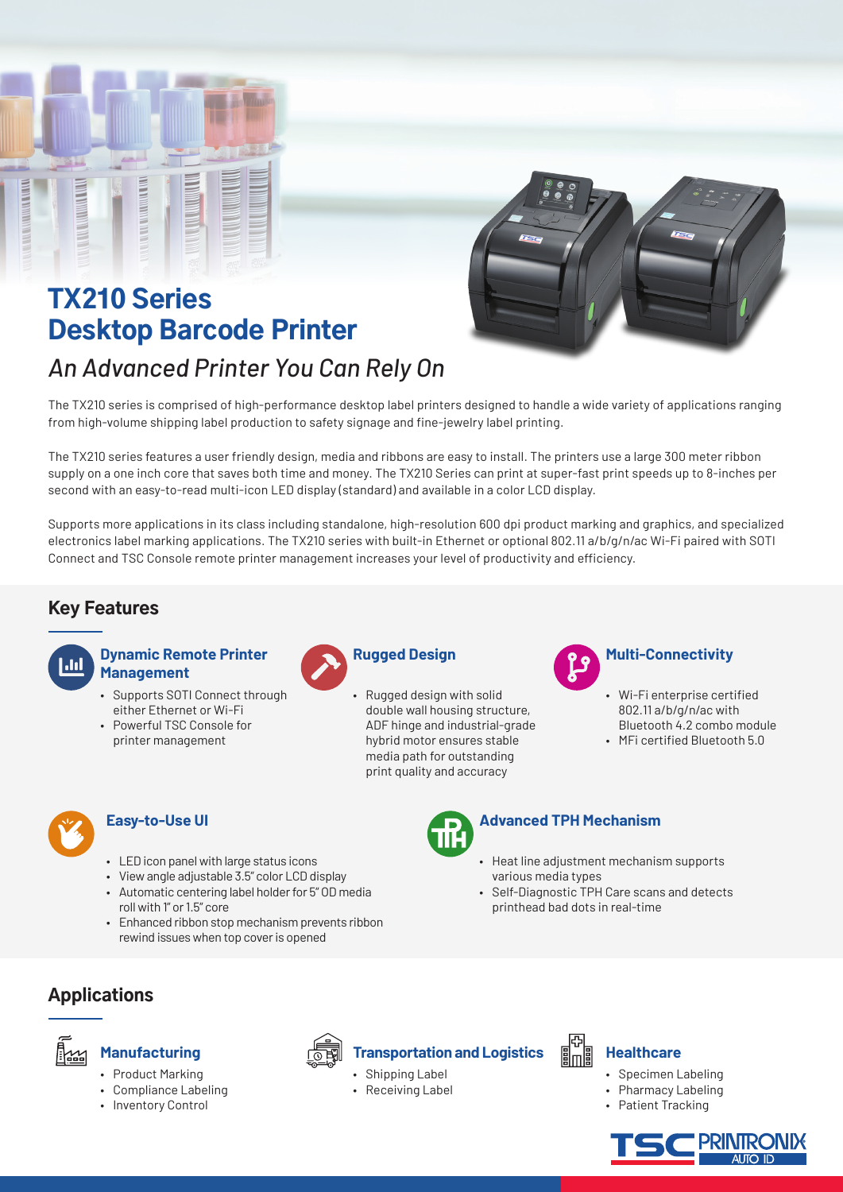# TX210 Series Desktop Barcode Printer

*An Advanced Printer You Can Rely On*

The TX210 series is comprised of high-performance desktop label printers designed to handle a wide variety of applications ranging from high-volume shipping label production to safety signage and fine-jewelry label printing.

The TX210 series features a user friendly design, media and ribbons are easy to install. The printers use a large 300 meter ribbon supply on a one inch core that saves both time and money. The TX210 Series can print at super-fast print speeds up to 8-inches per second with an easy-to-read multi-icon LED display (standard) and available in a color LCD display.

Supports more applications in its class including standalone, high-resolution 600 dpi product marking and graphics, and specialized electronics label marking applications. The TX210 series with built-in Ethernet or optional 802.11 a/b/g/n/ac Wi-Fi paired with SOTI Connect and TSC Console remote printer management increases your level of productivity and efficiency.

## Key Features

### Dynamic Remote Printer Management

- Supports SOTI Connect through either Ethernet or Wi-Fi
- Powerful TSC Console for printer management

### Rugged Design

- Rugged design with solid double wall housing structure, ADF hinge and industrial-grade hybrid motor ensures stable media path for outstanding print quality and accuracy

### Multi-Connectivity

- Wi-Fi enterprise certified 802.11 a/b/g/n/ac with Bluetooth 4.2 combo module
- MFi certified Bluetooth 5.0

### Easy-to-Use UI

- LED icon panel with large status icons
- View angle adjustable 3.5" color LCD display
- Automatic centering label holder for 5" OD media roll with 1" or 1.5" core
- Enhanced ribbon stop mechanism prevents ribbon rewind issues when top cover is opened

### Advanced TPH Mechanism

- Heat line adjustment mechanism supports various media types
- Self-Diagnostic TPH Care scans and detects printhead bad dots in real-time

## Applications

### Manufacturing

- Product Marking
- Compliance Labeling
- Inventory Control

### Transportation and Logistics

- Shipping Label
- Receiving Label

### Healthcare

- Specimen Labeling
- Pharmacy Labeling
- Patient Tracking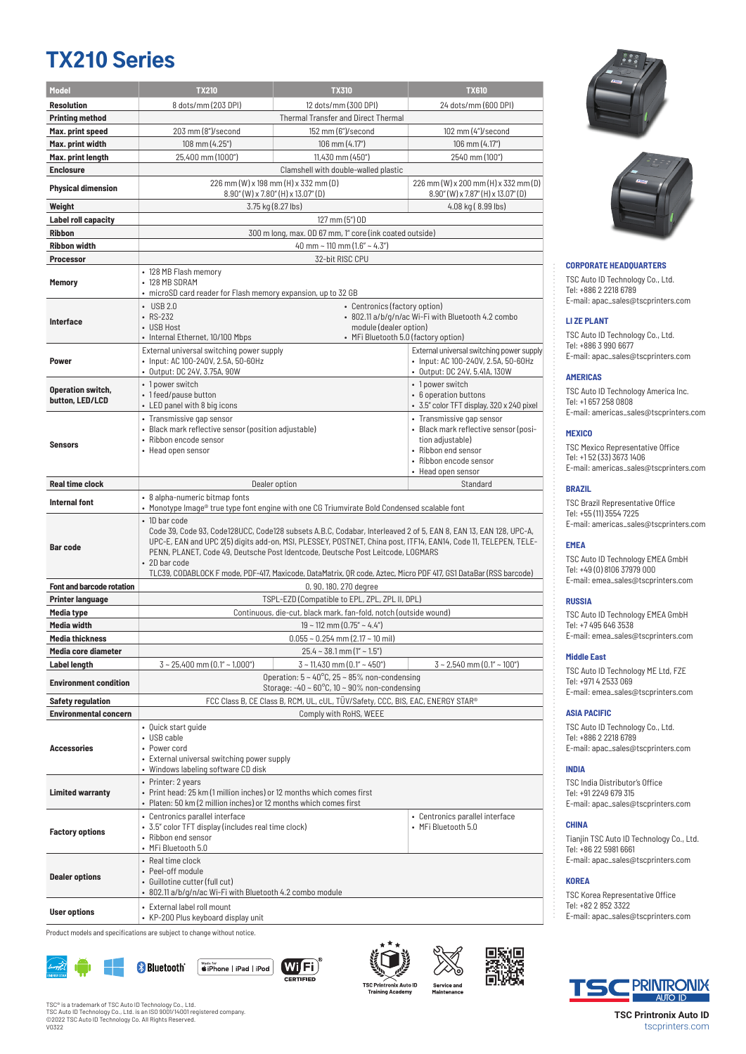# TX210 Series

| Model | TX210 | TX310 | TX610 |
|---|---|---|---|
| Resolution | 8 dots/mm (203 DPI) | 12 dots/mm (300 DPI) | 24 dots/mm (600 DPI) |
| Printing method | Thermal Transfer and Direct Thermal | | |
| Max. print speed | 203 mm (8")/second | 152 mm (6")/second | 102 mm (4")/second |
| Max. print width | 108 mm (4.25") | 106 mm (4.17") | 106 mm (4.17") |
| Max. print length | 25,400 mm (1000") | 11,430 mm (450") | 2540 mm (100") |
| Enclosure | Clamshell with double-walled plastic | | |
| Physical dimension | 226 mm (W) x 198 mm (H) x 332 mm (D)<br>8.90" (W) x 7.80" (H) x 13.07" (D) | | 226 mm (W) x 200 mm (H) x 332 mm (D)<br>8.90" (W) x 7.87" (H) x 13.07" (D) |
| Weight | 3.75 kg (8.27 lbs) | | 4.08 kg ( 8.99 lbs) |
| Label roll capacity | 127 mm (5") OD | | |
| Ribbon | 300 m long, max. OD 67 mm, 1" core (ink coated outside) | | |
| Ribbon width | 40 mm ~ 110 mm (1.6" ~ 4.3") | | |
| Processor | 32-bit RISC CPU | | |
| Memory | • 128 MB Flash memory<br>• 128 MB SDRAM<br>• microSD card reader for Flash memory expansion, up to 32 GB | | |
| Interface | • USB 2.0<br>• RS-232<br>• USB Host<br>• Internal Ethernet, 10/100 Mbps<br>• Centronics (factory option)<br>• 802.11 a/b/g/n/ac Wi-Fi with Bluetooth 4.2 combo module (dealer option)<br>• MFi Bluetooth 5.0 (factory option) | | |
| Power | External universal switching power supply<br>• Input: AC 100-240V, 2.5A, 50-60Hz<br>• Output: DC 24V, 3.75A, 90W | | External universal switching power supply<br>• Input: AC 100-240V, 2.5A, 50-60Hz<br>• Output: DC 24V, 5.41A, 130W |
| Operation switch, button, LED/LCD | • 1 power switch<br>• 1 feed/pause button<br>• LED panel with 8 big icons | | • 1 power switch<br>• 6 operation buttons<br>• 3.5" color TFT display, 320 x 240 pixel |
| Sensors | • Transmissive gap sensor<br>• Black mark reflective sensor (position adjustable)<br>• Ribbon encode sensor<br>• Head open sensor | | • Transmissive gap sensor<br>• Black mark reflective sensor (position adjustable)<br>• Ribbon end sensor<br>• Ribbon encode sensor<br>• Head open sensor |
| Real time clock | Dealer option | | Standard |
| Internal font | • 8 alpha-numeric bitmap fonts<br>• Monotype Image® true type font engine with one CG Triumvirate Bold Condensed scalable font | | |
| Bar code | • 1D bar code<br>Code 39, Code 93, Code128UCC, Code128 subsets A.B.C, Codabar, Interleaved 2 of 5, EAN 8, EAN 13, EAN 128, UPC-A, UPC-E, EAN and UPC 2(5) digits add-on, MSI, PLESSEY, POSTNET, China post, ITF14, EAN14, Code 11, TELEPEN, TELEPENN, PLANET, Code 49, Deutsche Post Identcode, Deutsche Post Leitcode, LOGMARS<br>• 2D bar code<br>TLC39, CODABLOCK F mode, PDF-417, Maxicode, DataMatrix, QR code, Aztec, Micro PDF 417, GS1 DataBar (RSS barcode) | | |
| Font and barcode rotation | 0, 90, 180, 270 degree | | |
| Printer language | TSPL-EZD (Compatible to EPL, ZPL, ZPL II, DPL) | | |
| Media type | Continuous, die-cut, black mark, fan-fold, notch (outside wound) | | |
| Media width | 19 ~ 112 mm (0.75" ~ 4.4") | | |
| Media thickness | 0.055 ~ 0.254 mm (2.17 ~ 10 mil) | | |
| Media core diameter | 25.4 ~ 38.1 mm (1" ~ 1.5") | | |
| Label length | 3 ~ 25,400 mm (0.1" ~ 1,000") | 3 ~ 11,430 mm (0.1" ~ 450") | 3 ~ 2,540 mm (0.1" ~ 100") |
| Environment condition | Operation: 5 ~ 40°C, 25 ~ 85% non-condensing<br>Storage: -40 ~ 60°C, 10 ~ 90% non-condensing | | |
| Safety regulation | FCC Class B, CE Class B, RCM, UL, cUL, TÜV/Safety, CCC, BIS, EAC, ENERGY STAR® | | |
| Environmental concern | Comply with RoHS, WEEE | | |
| Accessories | • Quick start guide<br>• USB cable<br>• Power cord<br>• External universal switching power supply<br>• Windows labeling software CD disk | | |
| Limited warranty | • Printer: 2 years<br>• Print head: 25 km (1 million inches) or 12 months which comes first<br>• Platen: 50 km (2 million inches) or 12 months which comes first | | |
| Factory options | • Centronics parallel interface<br>• 3.5" color TFT display (includes real time clock)<br>• Ribbon end sensor<br>• MFi Bluetooth 5.0 | | • Centronics parallel interface<br>• MFi Bluetooth 5.0 |
| Dealer options | • Real time clock<br>• Peel-off module<br>• Guillotine cutter (full cut)<br>• 802.11 a/b/g/n/ac Wi-Fi with Bluetooth 4.2 combo module | | |
| User options | • External label roll mount<br>• KP-200 Plus keyboard display unit | | |

Product models and specifications are subject to change without notice.

**CORPORATE HEADQUARTERS**
TSC Auto ID Technology Co., Ltd.
Tel: +886 2 2218 6789
E-mail: apac_sales@tscprinters.com

**LI ZE PLANT**
TSC Auto ID Technology Co., Ltd.
Tel: +886 3 990 6677
E-mail: apac_sales@tscprinters.com

**AMERICAS**
TSC Auto ID Technology America Inc.
Tel: +1 657 258 0808
E-mail: americas_sales@tscprinters.com

**MEXICO**
TSC Mexico Representative Office
Tel: +1 52 (33) 3673 1406
E-mail: americas_sales@tscprinters.com

**BRAZIL**
TSC Brazil Representative Office
Tel: +55 (11) 3554 7225
E-mail: americas_sales@tscprinters.com

**EMEA**
TSC Auto ID Technology EMEA GmbH
Tel: +49 (0) 8106 37979 000
E-mail: emea_sales@tscprinters.com

**RUSSIA**
TSC Auto ID Technology EMEA GmbH
Tel: +7 495 646 3538
E-mail: emea_sales@tscprinters.com

**Middle East**
TSC Auto ID Technology ME Ltd, FZE
Tel: +971 4 2533 069
E-mail: emea_sales@tscprinters.com

**ASIA PACIFIC**
TSC Auto ID Technology Co., Ltd.
Tel: +886 2 2218 6789
E-mail: apac_sales@tscprinters.com

**INDIA**
TSC India Distributor's Office
Tel: +91 2249 679 315
E-mail: apac_sales@tscprinters.com

**CHINA**
Tianjin TSC Auto ID Technology Co., Ltd.
Tel: +86 22 5981 6661
E-mail: apac_sales@tscprinters.com

**KOREA**
TSC Korea Representative Office
Tel: +82 2 852 3322
E-mail: apac_sales@tscprinters.com

TSC Printronix Auto ID Training Academy

Service and Maintenance

TSC® is a trademark of TSC Auto ID Technology Co., Ltd.
TSC Auto ID Technology Co., Ltd. is an ISO 9001/14001 registered company.
©2022 TSC Auto ID Technology Co. All Rights Reserved.
V0322

**TSC Printronix Auto ID**
tscprinters.com